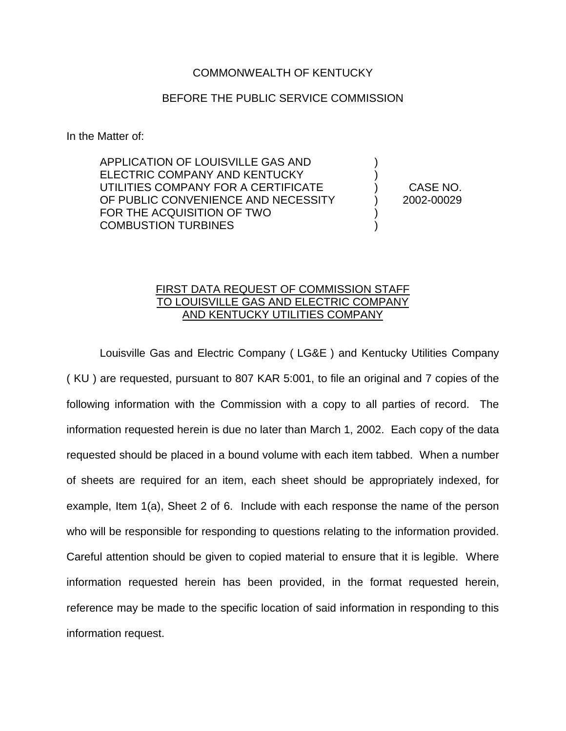COMMONWEALTH OF KENTUCKY

BEFORE THE PUBLIC SERVICE COMMISSION

In the Matter of:

| | | |
|---|---|---|
| APPLICATION OF LOUISVILLE GAS AND ELECTRIC COMPANY AND KENTUCKY UTILITIES COMPANY FOR A CERTIFICATE OF PUBLIC CONVENIENCE AND NECESSITY FOR THE ACQUISITION OF TWO COMBUSTION TURBINES | ) ) ) ) ) ) | CASE NO. 2002-00029 |

FIRST DATA REQUEST OF COMMISSION STAFF TO LOUISVILLE GAS AND ELECTRIC COMPANY AND KENTUCKY UTILITIES COMPANY

Louisville Gas and Electric Company ( LG&E ) and Kentucky Utilities Company ( KU ) are requested, pursuant to 807 KAR 5:001, to file an original and 7 copies of the following information with the Commission with a copy to all parties of record. The information requested herein is due no later than March 1, 2002. Each copy of the data requested should be placed in a bound volume with each item tabbed. When a number of sheets are required for an item, each sheet should be appropriately indexed, for example, Item 1(a), Sheet 2 of 6. Include with each response the name of the person who will be responsible for responding to questions relating to the information provided. Careful attention should be given to copied material to ensure that it is legible. Where information requested herein has been provided, in the format requested herein, reference may be made to the specific location of said information in responding to this information request.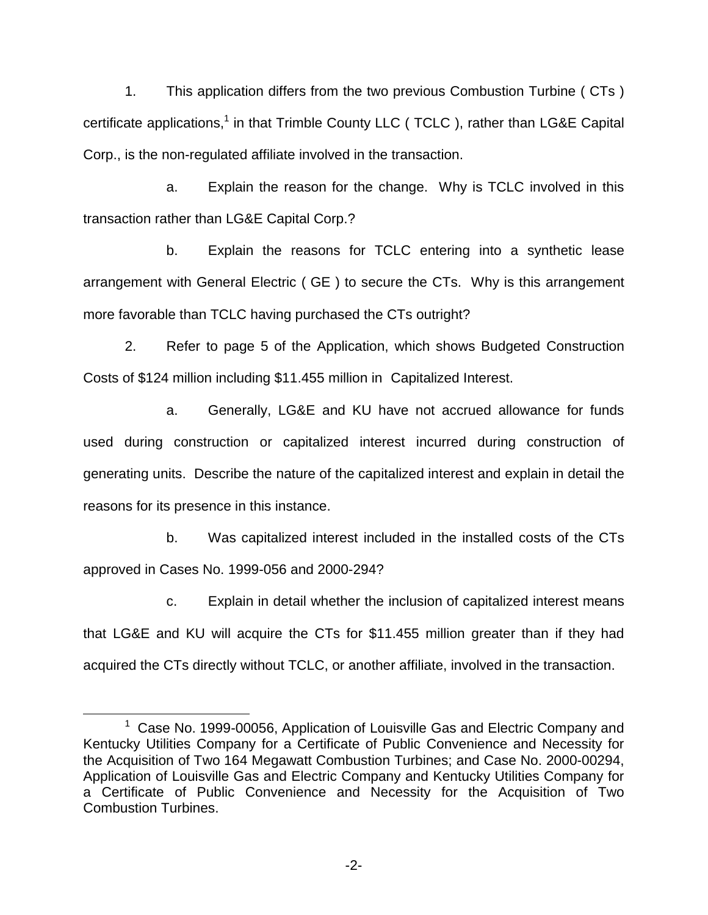1. This application differs from the two previous Combustion Turbine ( CTs ) certificate applications,[1] in that Trimble County LLC ( TCLC ), rather than LG&E Capital Corp., is the non-regulated affiliate involved in the transaction.

   a. Explain the reason for the change. Why is TCLC involved in this transaction rather than LG&E Capital Corp.?

   b. Explain the reasons for TCLC entering into a synthetic lease arrangement with General Electric ( GE ) to secure the CTs. Why is this arrangement more favorable than TCLC having purchased the CTs outright?

2. Refer to page 5 of the Application, which shows Budgeted Construction Costs of $124 million including $11.455 million in Capitalized Interest.

   a. Generally, LG&E and KU have not accrued allowance for funds used during construction or capitalized interest incurred during construction of generating units. Describe the nature of the capitalized interest and explain in detail the reasons for its presence in this instance.

   b. Was capitalized interest included in the installed costs of the CTs approved in Cases No. 1999-056 and 2000-294?

   c. Explain in detail whether the inclusion of capitalized interest means that LG&E and KU will acquire the CTs for $11.455 million greater than if they had acquired the CTs directly without TCLC, or another affiliate, involved in the transaction.

---

[1] Case No. 1999-00056, Application of Louisville Gas and Electric Company and Kentucky Utilities Company for a Certificate of Public Convenience and Necessity for the Acquisition of Two 164 Megawatt Combustion Turbines; and Case No. 2000-00294, Application of Louisville Gas and Electric Company and Kentucky Utilities Company for a Certificate of Public Convenience and Necessity for the Acquisition of Two Combustion Turbines.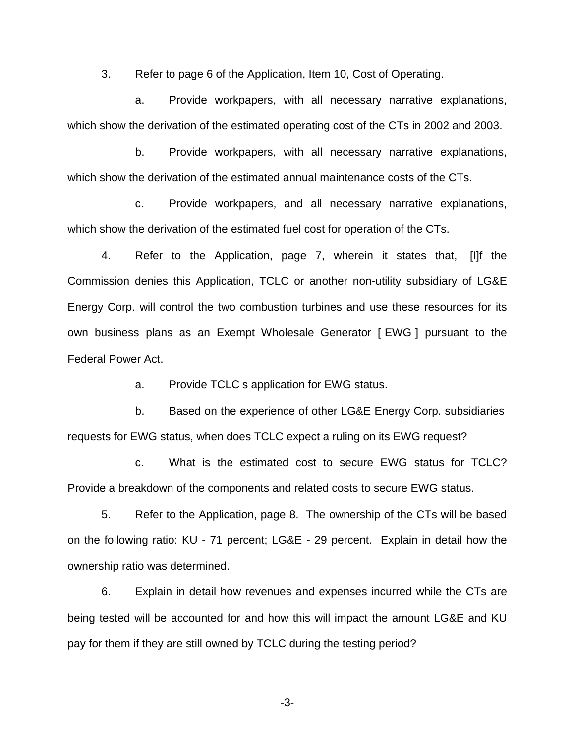3. Refer to page 6 of the Application, Item 10, Cost of Operating.

   a. Provide workpapers, with all necessary narrative explanations, which show the derivation of the estimated operating cost of the CTs in 2002 and 2003.

   b. Provide workpapers, with all necessary narrative explanations, which show the derivation of the estimated annual maintenance costs of the CTs.

   c. Provide workpapers, and all necessary narrative explanations, which show the derivation of the estimated fuel cost for operation of the CTs.

4. Refer to the Application, page 7, wherein it states that, [I]f the Commission denies this Application, TCLC or another non-utility subsidiary of LG&E Energy Corp. will control the two combustion turbines and use these resources for its own business plans as an Exempt Wholesale Generator [ EWG ] pursuant to the Federal Power Act.

   a. Provide TCLC s application for EWG status.

   b. Based on the experience of other LG&E Energy Corp. subsidiaries requests for EWG status, when does TCLC expect a ruling on its EWG request?

   c. What is the estimated cost to secure EWG status for TCLC? Provide a breakdown of the components and related costs to secure EWG status.

5. Refer to the Application, page 8. The ownership of the CTs will be based on the following ratio: KU - 71 percent; LG&E - 29 percent. Explain in detail how the ownership ratio was determined.

6. Explain in detail how revenues and expenses incurred while the CTs are being tested will be accounted for and how this will impact the amount LG&E and KU pay for them if they are still owned by TCLC during the testing period?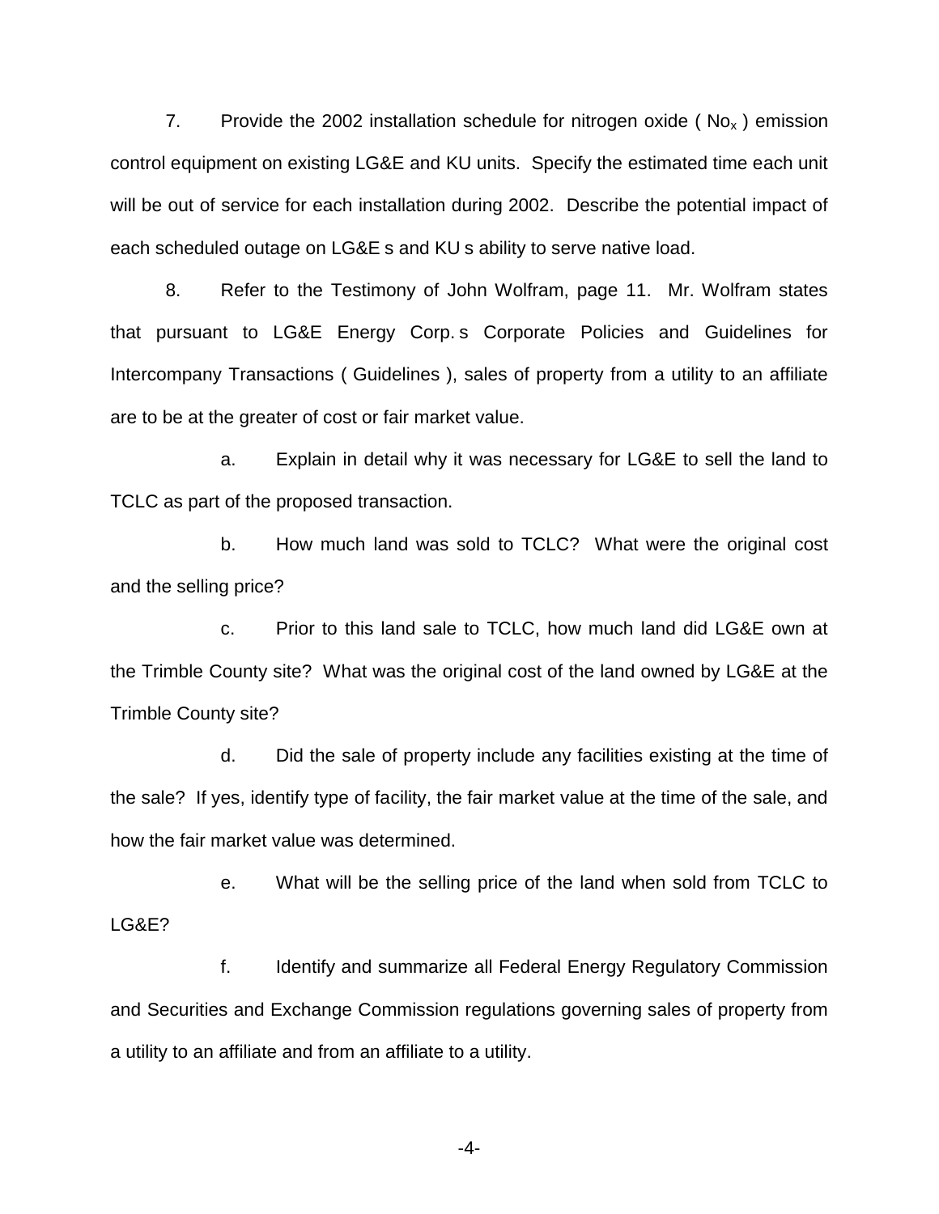7. Provide the 2002 installation schedule for nitrogen oxide ( $No_x$ ) emission control equipment on existing LG&E and KU units. Specify the estimated time each unit will be out of service for each installation during 2002. Describe the potential impact of each scheduled outage on LG&E s and KU s ability to serve native load.

8. Refer to the Testimony of John Wolfram, page 11. Mr. Wolfram states that pursuant to LG&E Energy Corp. s Corporate Policies and Guidelines for Intercompany Transactions ( Guidelines ), sales of property from a utility to an affiliate are to be at the greater of cost or fair market value.

a. Explain in detail why it was necessary for LG&E to sell the land to TCLC as part of the proposed transaction.

b. How much land was sold to TCLC? What were the original cost and the selling price?

c. Prior to this land sale to TCLC, how much land did LG&E own at the Trimble County site? What was the original cost of the land owned by LG&E at the Trimble County site?

d. Did the sale of property include any facilities existing at the time of the sale? If yes, identify type of facility, the fair market value at the time of the sale, and how the fair market value was determined.

e. What will be the selling price of the land when sold from TCLC to LG&E?

f. Identify and summarize all Federal Energy Regulatory Commission and Securities and Exchange Commission regulations governing sales of property from a utility to an affiliate and from an affiliate to a utility.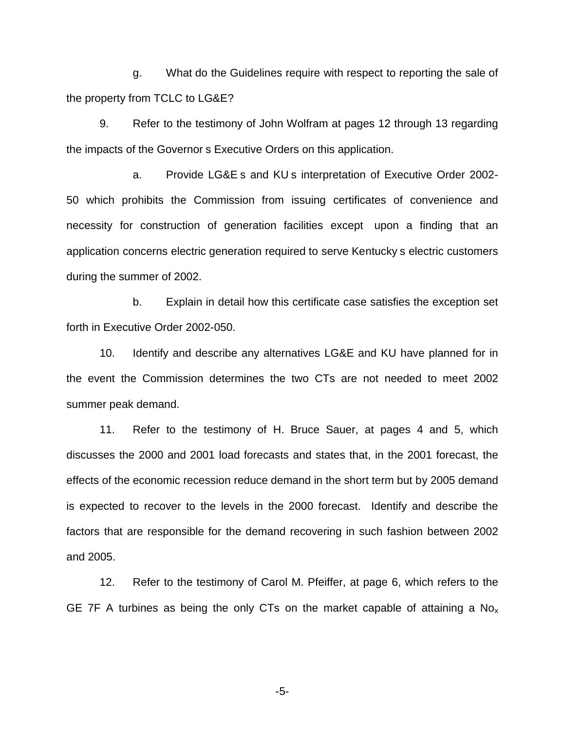g. What do the Guidelines require with respect to reporting the sale of the property from TCLC to LG&E?

9. Refer to the testimony of John Wolfram at pages 12 through 13 regarding the impacts of the Governor s Executive Orders on this application.

a. Provide LG&E s and KU s interpretation of Executive Order 2002-50 which prohibits the Commission from issuing certificates of convenience and necessity for construction of generation facilities except upon a finding that an application concerns electric generation required to serve Kentucky s electric customers during the summer of 2002.

b. Explain in detail how this certificate case satisfies the exception set forth in Executive Order 2002-050.

10. Identify and describe any alternatives LG&E and KU have planned for in the event the Commission determines the two CTs are not needed to meet 2002 summer peak demand.

11. Refer to the testimony of H. Bruce Sauer, at pages 4 and 5, which discusses the 2000 and 2001 load forecasts and states that, in the 2001 forecast, the effects of the economic recession reduce demand in the short term but by 2005 demand is expected to recover to the levels in the 2000 forecast. Identify and describe the factors that are responsible for the demand recovering in such fashion between 2002 and 2005.

12. Refer to the testimony of Carol M. Pfeiffer, at page 6, which refers to the GE 7F A turbines as being the only CTs on the market capable of attaining a $No_x$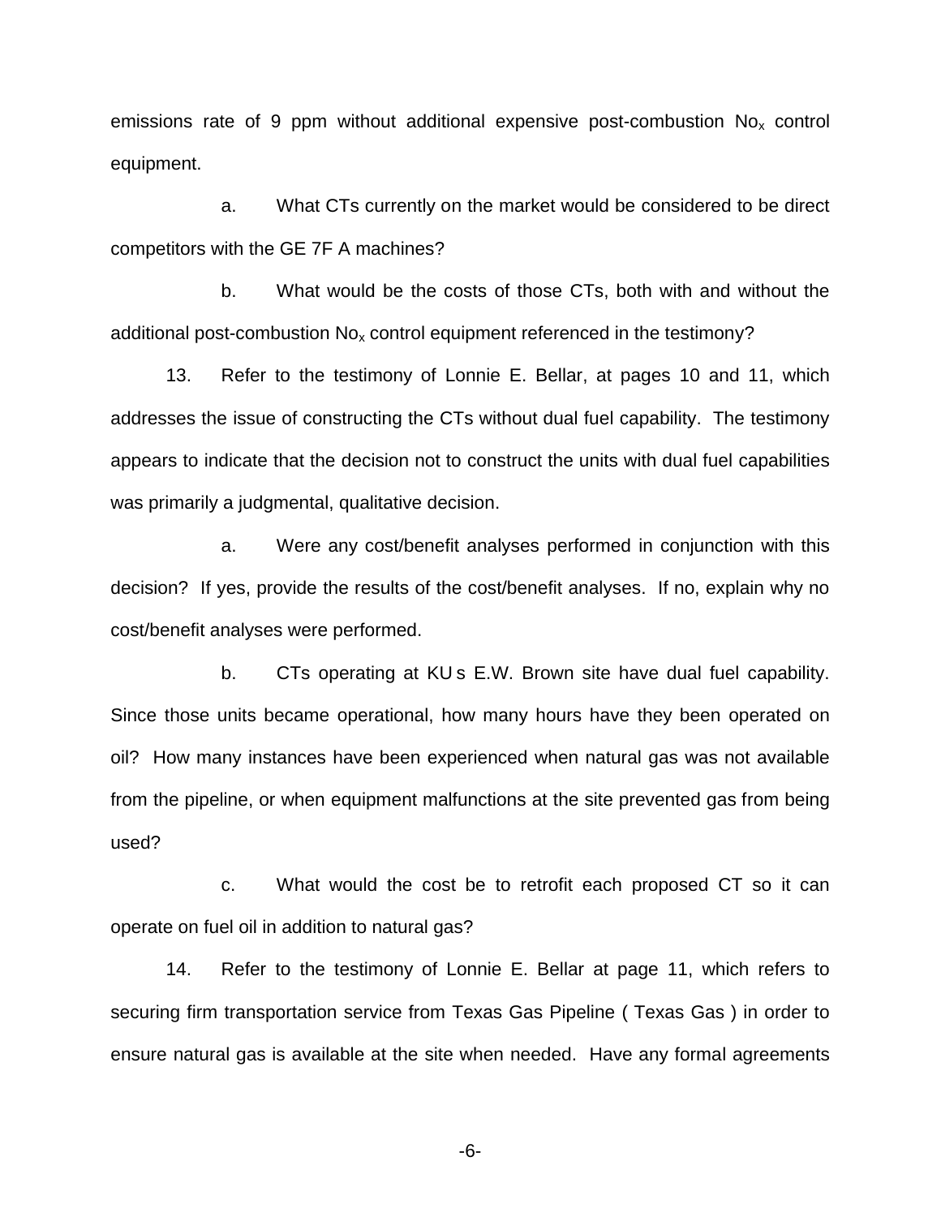emissions rate of 9 ppm without additional expensive post-combustion $No_x$ control equipment.

a. What CTs currently on the market would be considered to be direct competitors with the GE 7F A machines?

b. What would be the costs of those CTs, both with and without the additional post-combustion $No_x$ control equipment referenced in the testimony?

13. Refer to the testimony of Lonnie E. Bellar, at pages 10 and 11, which addresses the issue of constructing the CTs without dual fuel capability. The testimony appears to indicate that the decision not to construct the units with dual fuel capabilities was primarily a judgmental, qualitative decision.

a. Were any cost/benefit analyses performed in conjunction with this decision? If yes, provide the results of the cost/benefit analyses. If no, explain why no cost/benefit analyses were performed.

b. CTs operating at KU s E.W. Brown site have dual fuel capability. Since those units became operational, how many hours have they been operated on oil? How many instances have been experienced when natural gas was not available from the pipeline, or when equipment malfunctions at the site prevented gas from being used?

c. What would the cost be to retrofit each proposed CT so it can operate on fuel oil in addition to natural gas?

14. Refer to the testimony of Lonnie E. Bellar at page 11, which refers to securing firm transportation service from Texas Gas Pipeline ( Texas Gas ) in order to ensure natural gas is available at the site when needed. Have any formal agreements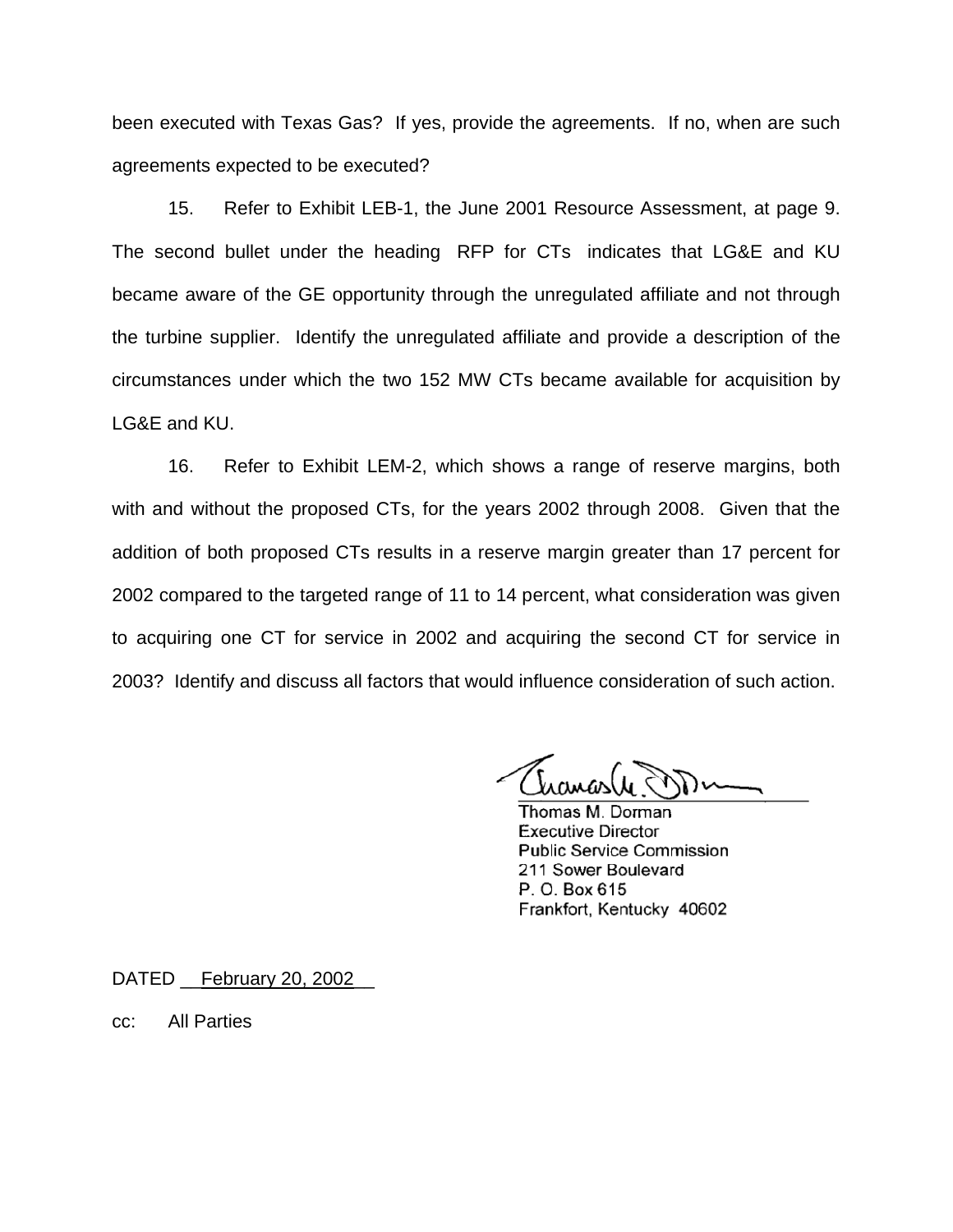been executed with Texas Gas? If yes, provide the agreements. If no, when are such agreements expected to be executed?

15. Refer to Exhibit LEB-1, the June 2001 Resource Assessment, at page 9. The second bullet under the heading RFP for CTs indicates that LG&E and KU became aware of the GE opportunity through the unregulated affiliate and not through the turbine supplier. Identify the unregulated affiliate and provide a description of the circumstances under which the two 152 MW CTs became available for acquisition by LG&E and KU.

16. Refer to Exhibit LEM-2, which shows a range of reserve margins, both with and without the proposed CTs, for the years 2002 through 2008. Given that the addition of both proposed CTs results in a reserve margin greater than 17 percent for 2002 compared to the targeted range of 11 to 14 percent, what consideration was given to acquiring one CT for service in 2002 and acquiring the second CT for service in 2003? Identify and discuss all factors that would influence consideration of such action.

Thomas M. Dorman
Executive Director
Public Service Commission
211 Sower Boulevard
P. O. Box 615
Frankfort, Kentucky 40602

DATED February 20, 2002

cc: All Parties